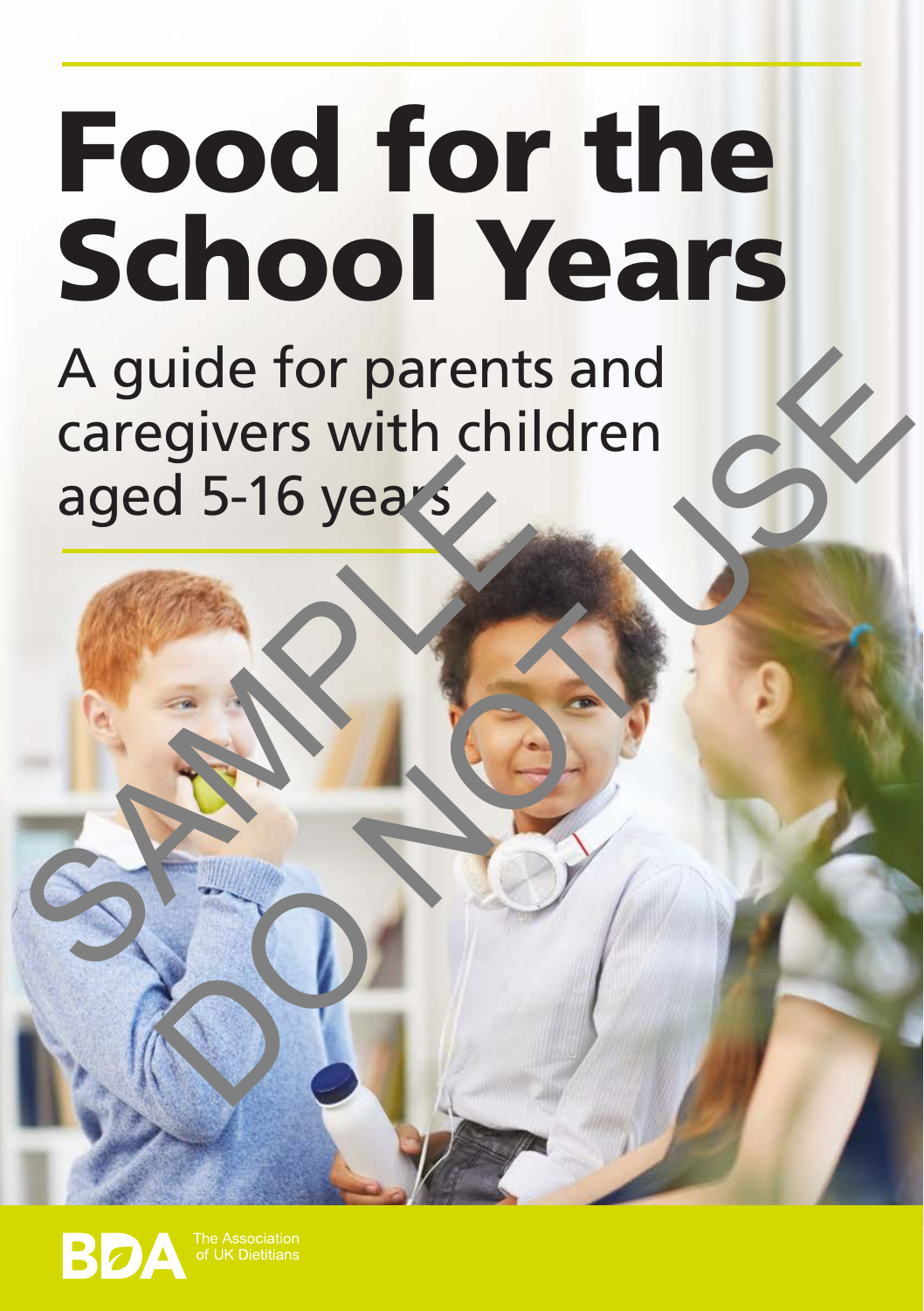# Food for the School Years

A guide for parents and caregivers with children aged 5-16 years

The Association of UK Dietitians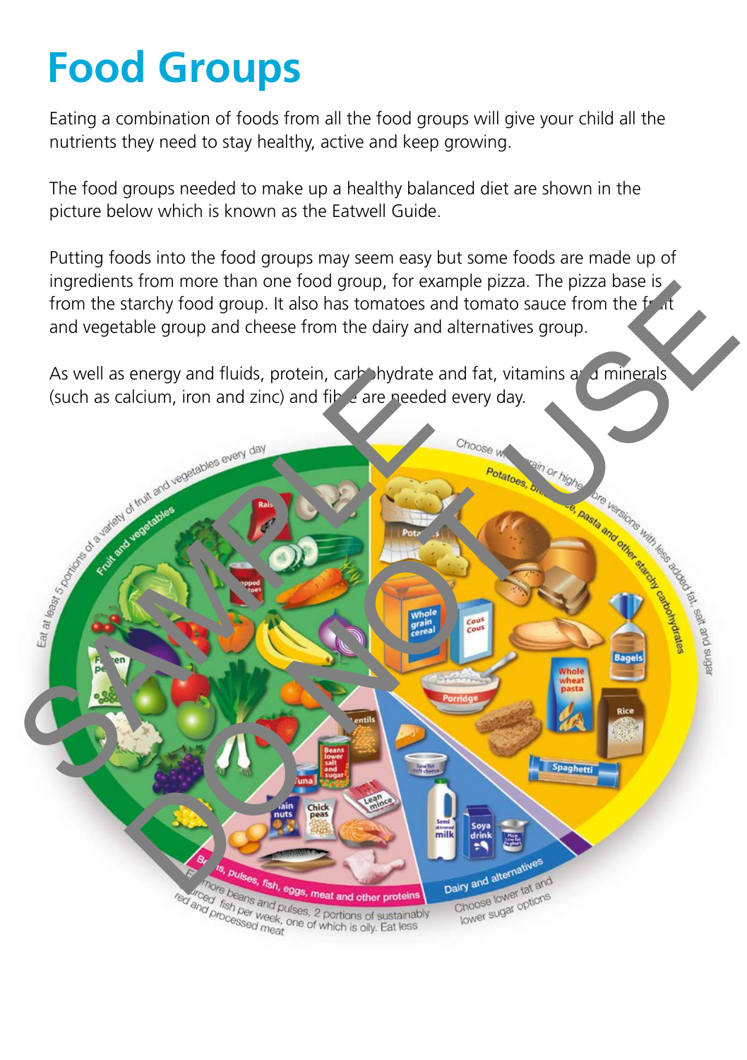# Food Groups

Eating a combination of foods from all the food groups will give your child all the nutrients they need to stay healthy, active and keep growing.

The food groups needed to make up a healthy balanced diet are shown in the picture below which is known as the Eatwell Guide.

Putting foods into the food groups may seem easy but some foods are made up of ingredients from more than one food group, for example pizza. The pizza base is from the starchy food group. It also has tomatoes and tomato sauce from the fruit and vegetable group and cheese from the dairy and alternatives group.

As well as energy and fluids, protein, carbohydrate and fat, vitamins and minerals (such as calcium, iron and zinc) and fibre are needed every day.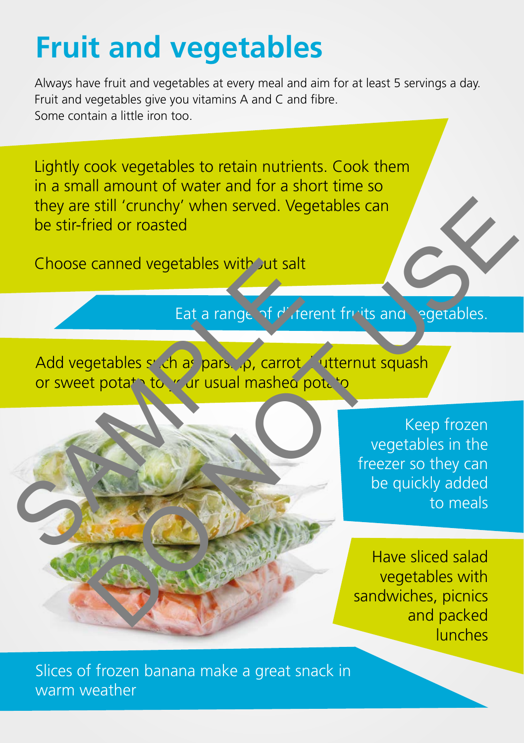# Fruit and vegetables

Always have fruit and vegetables at every meal and aim for at least 5 servings a day. Fruit and vegetables give you vitamins A and C and fibre. Some contain a little iron too.

Lightly cook vegetables to retain nutrients. Cook them in a small amount of water and for a short time so they are still 'crunchy' when served. Vegetables can be stir-fried or roasted

Choose canned vegetables without salt

Eat a range of different fruits and vegetables.

Add vegetables such as parsnip, carrot, butternut squash or sweet potato to your usual mashed potato

Keep frozen vegetables in the freezer so they can be quickly added to meals

Have sliced salad vegetables with sandwiches, picnics and packed lunches

Slices of frozen banana make a great snack in warm weather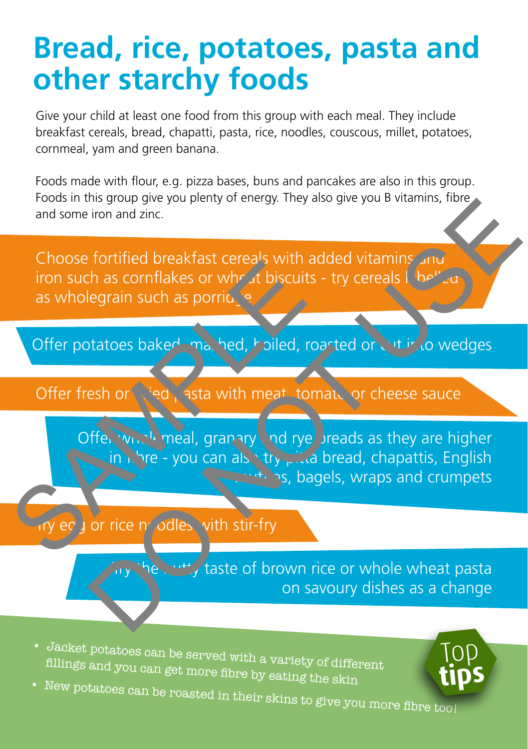# Bread, rice, potatoes, pasta and other starchy foods

Give your child at least one food from this group with each meal. They include breakfast cereals, bread, chapatti, pasta, rice, noodles, couscous, millet, potatoes, cornmeal, yam and green banana.

Foods made with flour, e.g. pizza bases, buns and pancakes are also in this group. Foods in this group give you plenty of energy. They also give you B vitamins, fibre and some iron and zinc.

Choose fortified breakfast cereals with added vitamins and iron such as cornflakes or wheat biscuits - try cereals labelled as wholegrain such as porridge

Offer potatoes baked, mashed, boiled, roasted or cut into wedges

Offer fresh or dried pasta with meat, tomato or cheese sauce

Offer wholemeal, granary and rye breads as they are higher in fibre - you can also try pitta bread, chapattis, English muffins, bagels, wraps and crumpets

Try egg or rice noodles with stir-fry

Try the nutty taste of brown rice or whole wheat pasta on savoury dishes as a change

**Top tips**

- Jacket potatoes can be served with a variety of different fillings and you can get more fibre by eating the skin
- New potatoes can be roasted in their skins to give you more fibre too!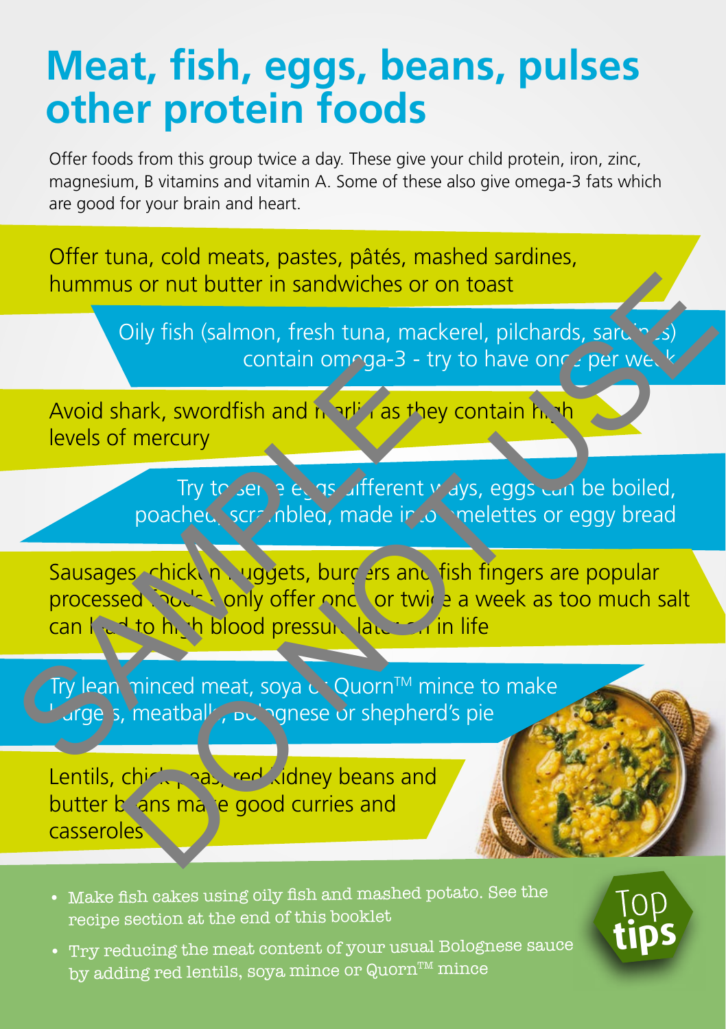# Meat, fish, eggs, beans, pulses other protein foods

Offer foods from this group twice a day. These give your child protein, iron, zinc, magnesium, B vitamins and vitamin A. Some of these also give omega-3 fats which are good for your brain and heart.

Offer tuna, cold meats, pastes, pâtés, mashed sardines, hummus or nut butter in sandwiches or on toast

Oily fish (salmon, fresh tuna, mackerel, pilchards, sardines) contain omega-3 - try to have once per week

Avoid shark, swordfish and marlin as they contain high levels of mercury

Try to serve eggs different ways, eggs can be boiled, poached, scrambled, made into omelettes or eggy bread

Sausages, chicken nuggets, burgers and fish fingers are popular processed foods - only offer once or twice a week as too much salt can lead to high blood pressure later on in life

Try lean minced meat, soya or Quorn™ mince to make burgers, meatballs, Bolognese or shepherd's pie

Lentils, chick peas, red kidney beans and butter beans make good curries and casseroles

## Top tips

- Make fish cakes using oily fish and mashed potato. See the recipe section at the end of this booklet
- Try reducing the meat content of your usual Bolognese sauce by adding red lentils, soya mince or Quorn™ mince

SAMPLE DO NOT USE